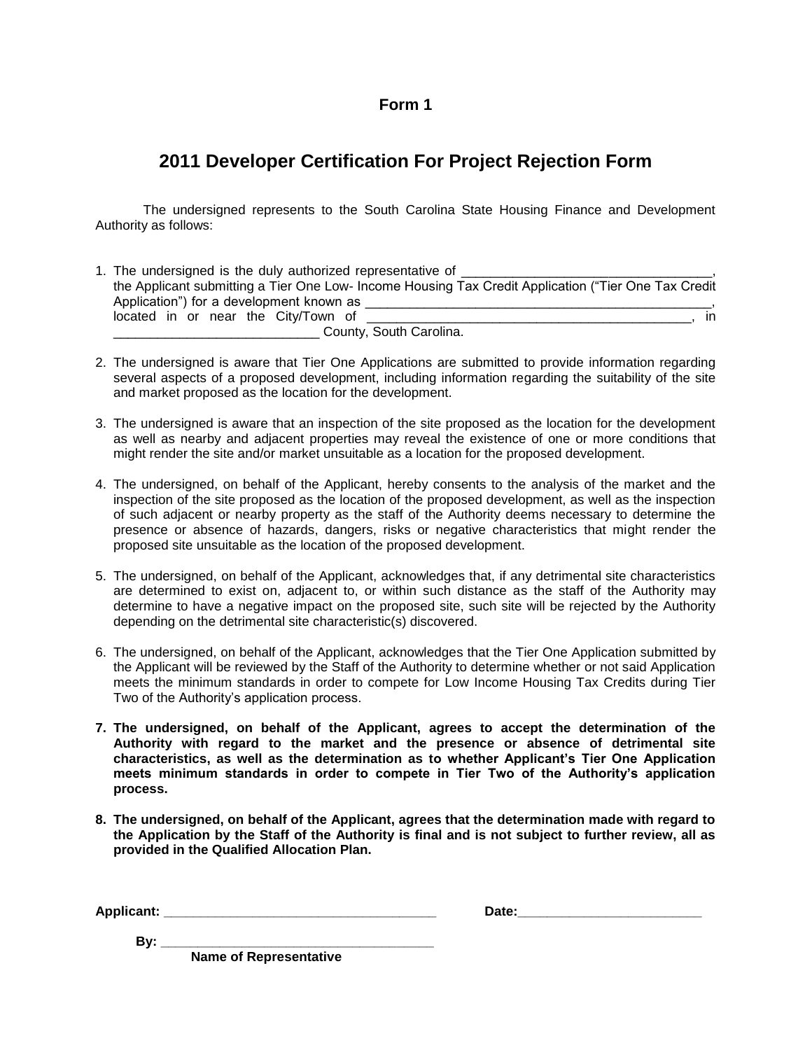**Form 1**

# 2011 Developer Certification For Project Rejection Form

The undersigned represents to the South Carolina State Housing Finance and Development Authority as follows:

1. The undersigned is the duly authorized representative of ___________________________________, the Applicant submitting a Tier One Low- Income Housing Tax Credit Application ("Tier One Tax Credit Application") for a development known as __________________________________________________, located in or near the City/Town of ______________________________________________, in ____________________________ County, South Carolina.

2. The undersigned is aware that Tier One Applications are submitted to provide information regarding several aspects of a proposed development, including information regarding the suitability of the site and market proposed as the location for the development.

3. The undersigned is aware that an inspection of the site proposed as the location for the development as well as nearby and adjacent properties may reveal the existence of one or more conditions that might render the site and/or market unsuitable as a location for the proposed development.

4. The undersigned, on behalf of the Applicant, hereby consents to the analysis of the market and the inspection of the site proposed as the location of the proposed development, as well as the inspection of such adjacent or nearby property as the staff of the Authority deems necessary to determine the presence or absence of hazards, dangers, risks or negative characteristics that might render the proposed site unsuitable as the location of the proposed development.

5. The undersigned, on behalf of the Applicant, acknowledges that, if any detrimental site characteristics are determined to exist on, adjacent to, or within such distance as the staff of the Authority may determine to have a negative impact on the proposed site, such site will be rejected by the Authority depending on the detrimental site characteristic(s) discovered.

6. The undersigned, on behalf of the Applicant, acknowledges that the Tier One Application submitted by the Applicant will be reviewed by the Staff of the Authority to determine whether or not said Application meets the minimum standards in order to compete for Low Income Housing Tax Credits during Tier Two of the Authority's application process.

7. **The undersigned, on behalf of the Applicant, agrees to accept the determination of the Authority with regard to the market and the presence or absence of detrimental site characteristics, as well as the determination as to whether Applicant's Tier One Application meets minimum standards in order to compete in Tier Two of the Authority's application process.**

8. **The undersigned, on behalf of the Applicant, agrees that the determination made with regard to the Application by the Staff of the Authority is final and is not subject to further review, all as provided in the Qualified Allocation Plan.**

**Applicant:** ______________________________________ **Date:**_________________________

**By:** ______________________________________
**Name of Representative**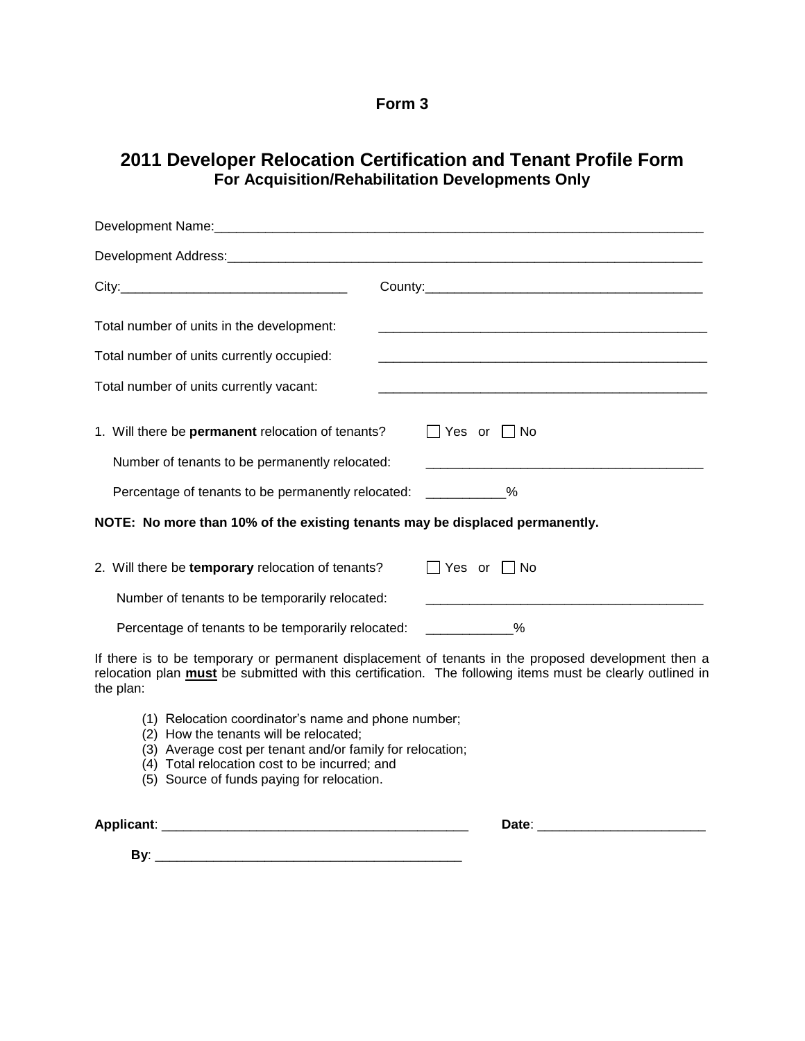**Form 3**

# 2011 Developer Relocation Certification and Tenant Profile Form

## For Acquisition/Rehabilitation Developments Only

Development Name:______________________________________________________________________

Development Address:____________________________________________________________________

City:_______________________________ County:______________________________________

Total number of units in the development: _______________________________________________

Total number of units currently occupied: _______________________________________________

Total number of units currently vacant: _______________________________________________

1. Will there be **permanent** relocation of tenants? ☐ Yes or ☐ No

   Number of tenants to be permanently relocated: _______________________________________

   Percentage of tenants to be permanently relocated: ___________%

**NOTE: No more than 10% of the existing tenants may be displaced permanently.**

2. Will there be **temporary** relocation of tenants? ☐ Yes or ☐ No

   Number of tenants to be temporarily relocated: _______________________________________

   Percentage of tenants to be temporarily relocated: ____________%

If there is to be temporary or permanent displacement of tenants in the proposed development then a relocation plan **must** be submitted with this certification. The following items must be clearly outlined in the plan:

(1) Relocation coordinator's name and phone number;
(2) How the tenants will be relocated;
(3) Average cost per tenant and/or family for relocation;
(4) Total relocation cost to be incurred; and
(5) Source of funds paying for relocation.

**Applicant**: ___________________________________________ **Date**: _______________________

**By**: ___________________________________________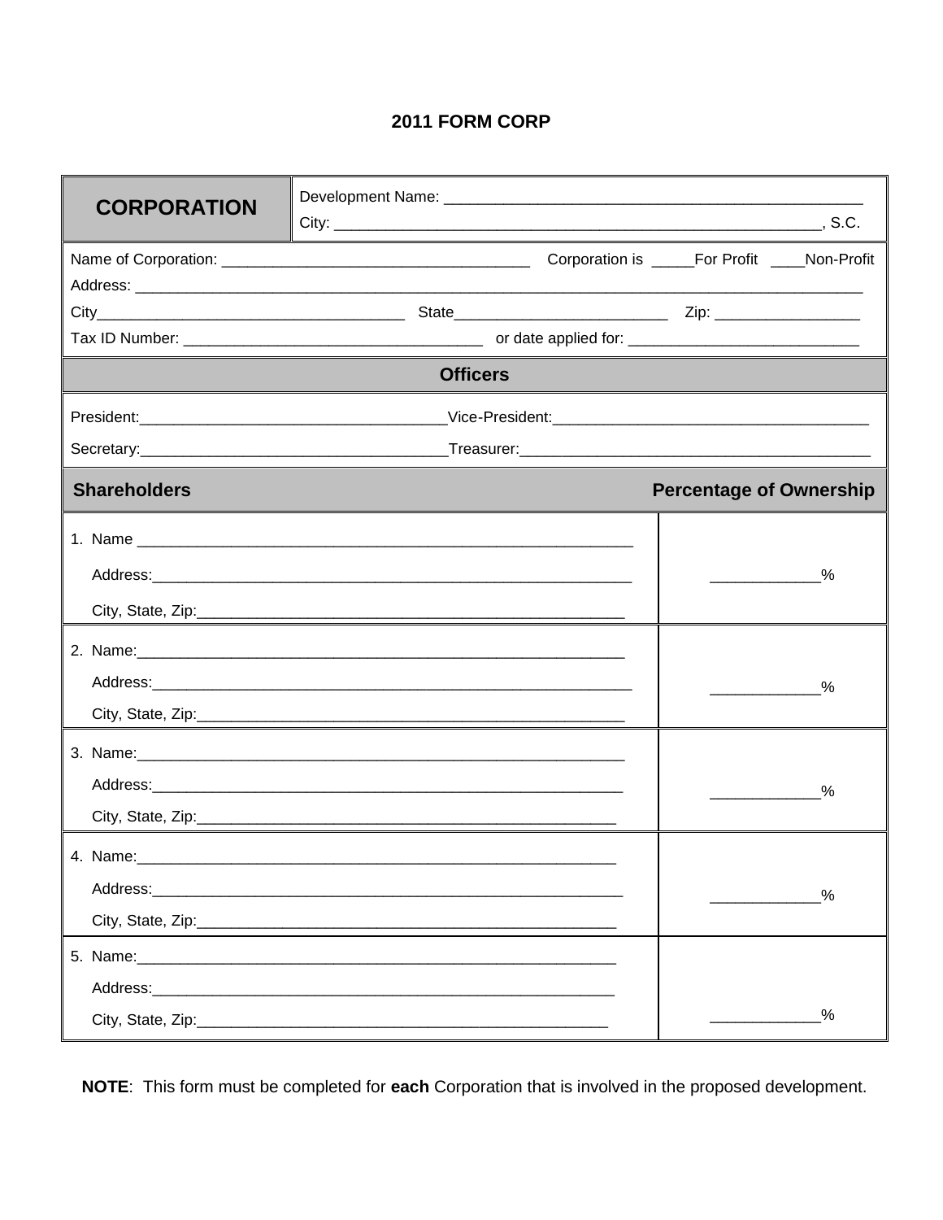# 2011 FORM CORP

| **CORPORATION** | Development Name: ______________________________________________<br>City: _______________________________________________________, S.C. |
|---|---|

Name of Corporation: ___________________________________ Corporation is _____For Profit ____Non-Profit

Address: ______________________________________________________________________________

City___________________________________ State_________________________ Zip: _________________

Tax ID Number: __________________________________ or date applied for: ___________________________

## Officers

President:____________________________________Vice-President:____________________________________

Secretary:____________________________________Treasurer:_________________________________________

| **Shareholders** | **Percentage of Ownership** |
|---|---|
| 1. Name ___________________________________________________________<br>Address:__________________________________________________________<br>City, State, Zip:____________________________________________________ | ____________% |
| 2. Name:___________________________________________________________<br>Address:__________________________________________________________<br>City, State, Zip:____________________________________________________ | ____________% |
| 3. Name:___________________________________________________________<br>Address:__________________________________________________________<br>City, State, Zip:____________________________________________________ | ____________% |
| 4. Name:___________________________________________________________<br>Address:__________________________________________________________<br>City, State, Zip:____________________________________________________ | ____________% |
| 5. Name:___________________________________________________________<br>Address:__________________________________________________________<br>City, State, Zip:____________________________________________________ | ____________% |

**NOTE**: This form must be completed for **each** Corporation that is involved in the proposed development.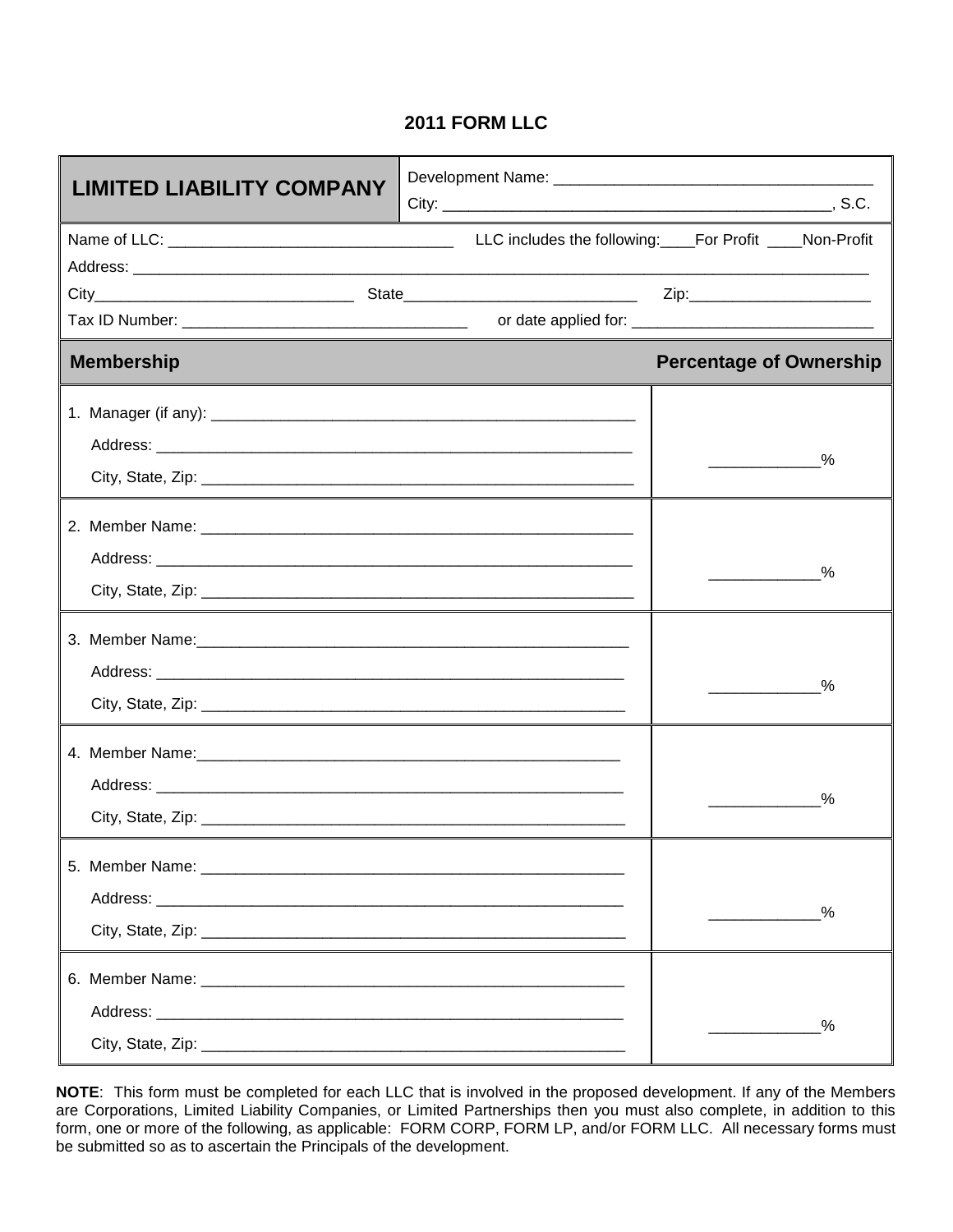# 2011 FORM LLC

| **LIMITED LIABILITY COMPANY** | Development Name: ____________________________________<br>City: ____________________________________________, S.C. |
|---|---|

Name of LLC: ________________________________ LLC includes the following:____For Profit ____Non-Profit

Address: ________________________________________________________________________________

City_____________________________ State__________________________ Zip:____________________

Tax ID Number: ________________________________ or date applied for: ___________________________

| **Membership** | **Percentage of Ownership** |
|---|---|
| 1. Manager (if any): _______________________________________________<br>Address: _____________________________________________________<br>City, State, Zip: _________________________________________________ | ____________% |
| 2. Member Name: _________________________________________________<br>Address: _____________________________________________________<br>City, State, Zip: _________________________________________________ | ____________% |
| 3. Member Name:_________________________________________________<br>Address: _____________________________________________________<br>City, State, Zip: _________________________________________________ | ____________% |
| 4. Member Name:_________________________________________________<br>Address: _____________________________________________________<br>City, State, Zip: _________________________________________________ | ____________% |
| 5. Member Name: _________________________________________________<br>Address: _____________________________________________________<br>City, State, Zip: _________________________________________________ | ____________% |
| 6. Member Name: _________________________________________________<br>Address: _____________________________________________________<br>City, State, Zip: _________________________________________________ | ____________% |

**NOTE**: This form must be completed for each LLC that is involved in the proposed development. If any of the Members are Corporations, Limited Liability Companies, or Limited Partnerships then you must also complete, in addition to this form, one or more of the following, as applicable: FORM CORP, FORM LP, and/or FORM LLC. All necessary forms must be submitted so as to ascertain the Principals of the development.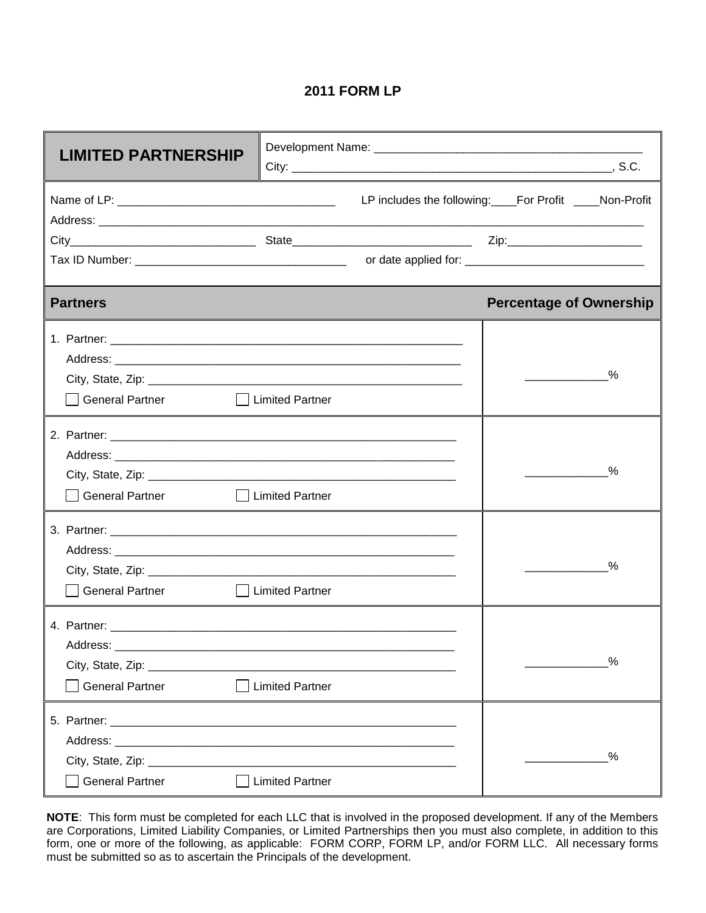# 2011 FORM LP

| LIMITED PARTNERSHIP | Development Name: ___________________________________________ City: ___________________________________________________, S.C. |
|---|---|

Name of LP: ___________________________________ LP includes the following:____For Profit ____Non-Profit

Address: ___________________________________________________________________________________

City_____________________________ State____________________________ Zip:_____________________

Tax ID Number: _________________________________ or date applied for: ____________________________

| Partners | Percentage of Ownership |
|---|---|
| 1. Partner: ________________________________________________________ Address: ______________________________________________________ City, State, Zip: __________________________________________________ ☐ General Partner ☐ Limited Partner | ____________% |
| 2. Partner: ________________________________________________________ Address: ______________________________________________________ City, State, Zip: __________________________________________________ ☐ General Partner ☐ Limited Partner | ____________% |
| 3. Partner: ________________________________________________________ Address: ______________________________________________________ City, State, Zip: __________________________________________________ ☐ General Partner ☐ Limited Partner | ____________% |
| 4. Partner: ________________________________________________________ Address: ______________________________________________________ City, State, Zip: __________________________________________________ ☐ General Partner ☐ Limited Partner | ____________% |
| 5. Partner: ________________________________________________________ Address: ______________________________________________________ City, State, Zip: __________________________________________________ ☐ General Partner ☐ Limited Partner | ____________% |

**NOTE**: This form must be completed for each LLC that is involved in the proposed development. If any of the Members are Corporations, Limited Liability Companies, or Limited Partnerships then you must also complete, in addition to this form, one or more of the following, as applicable: FORM CORP, FORM LP, and/or FORM LLC. All necessary forms must be submitted so as to ascertain the Principals of the development.